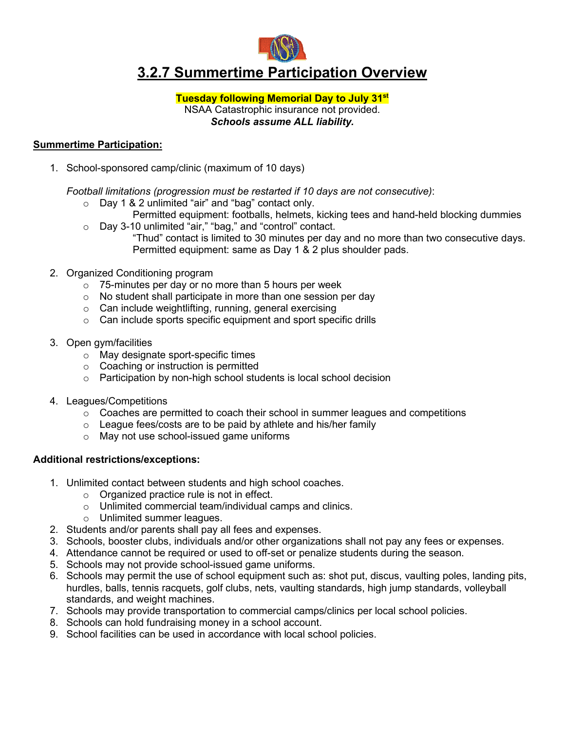# 3.2.7 Summertime Participation Overview

**Tuesday following Memorial Day to July 31st**
NSAA Catastrophic insurance not provided.
***Schools assume ALL liability.***

## Summertime Participation:

1. School-sponsored camp/clinic (maximum of 10 days)

   *Football limitations (progression must be restarted if 10 days are not consecutive)*:
   - Day 1 & 2 unlimited "air" and "bag" contact only.
     Permitted equipment: footballs, helmets, kicking tees and hand-held blocking dummies
   - Day 3-10 unlimited "air," "bag," and "control" contact.
     "Thud" contact is limited to 30 minutes per day and no more than two consecutive days.
     Permitted equipment: same as Day 1 & 2 plus shoulder pads.

2. Organized Conditioning program
   - 75-minutes per day or no more than 5 hours per week
   - No student shall participate in more than one session per day
   - Can include weightlifting, running, general exercising
   - Can include sports specific equipment and sport specific drills

3. Open gym/facilities
   - May designate sport-specific times
   - Coaching or instruction is permitted
   - Participation by non-high school students is local school decision

4. Leagues/Competitions
   - Coaches are permitted to coach their school in summer leagues and competitions
   - League fees/costs are to be paid by athlete and his/her family
   - May not use school-issued game uniforms

**Additional restrictions/exceptions:**

1. Unlimited contact between students and high school coaches.
   - Organized practice rule is not in effect.
   - Unlimited commercial team/individual camps and clinics.
   - Unlimited summer leagues.
2. Students and/or parents shall pay all fees and expenses.
3. Schools, booster clubs, individuals and/or other organizations shall not pay any fees or expenses.
4. Attendance cannot be required or used to off-set or penalize students during the season.
5. Schools may not provide school-issued game uniforms.
6. Schools may permit the use of school equipment such as: shot put, discus, vaulting poles, landing pits, hurdles, balls, tennis racquets, golf clubs, nets, vaulting standards, high jump standards, volleyball standards, and weight machines.
7. Schools may provide transportation to commercial camps/clinics per local school policies.
8. Schools can hold fundraising money in a school account.
9. School facilities can be used in accordance with local school policies.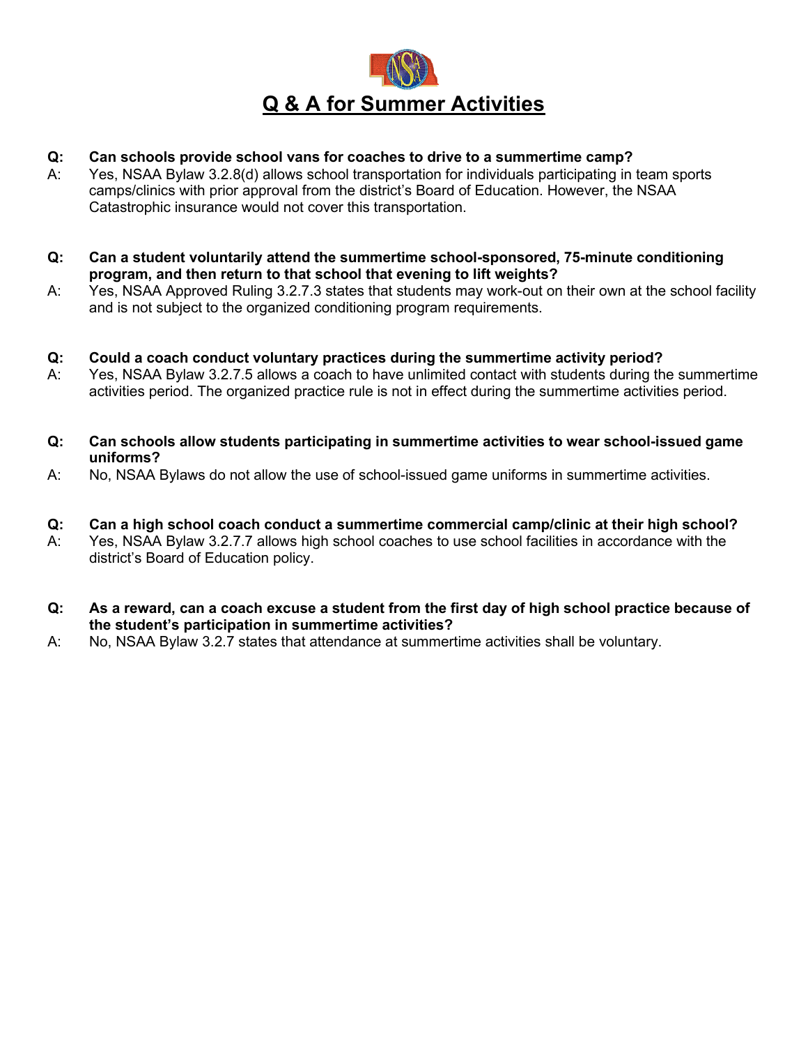# Q & A for Summer Activities

**Q: Can schools provide school vans for coaches to drive to a summertime camp?**

A: Yes, NSAA Bylaw 3.2.8(d) allows school transportation for individuals participating in team sports camps/clinics with prior approval from the district's Board of Education. However, the NSAA Catastrophic insurance would not cover this transportation.

**Q: Can a student voluntarily attend the summertime school-sponsored, 75-minute conditioning program, and then return to that school that evening to lift weights?**

A: Yes, NSAA Approved Ruling 3.2.7.3 states that students may work-out on their own at the school facility and is not subject to the organized conditioning program requirements.

**Q: Could a coach conduct voluntary practices during the summertime activity period?**

A: Yes, NSAA Bylaw 3.2.7.5 allows a coach to have unlimited contact with students during the summertime activities period. The organized practice rule is not in effect during the summertime activities period.

**Q: Can schools allow students participating in summertime activities to wear school-issued game uniforms?**

A: No, NSAA Bylaws do not allow the use of school-issued game uniforms in summertime activities.

**Q: Can a high school coach conduct a summertime commercial camp/clinic at their high school?**

A: Yes, NSAA Bylaw 3.2.7.7 allows high school coaches to use school facilities in accordance with the district's Board of Education policy.

**Q: As a reward, can a coach excuse a student from the first day of high school practice because of the student's participation in summertime activities?**

A: No, NSAA Bylaw 3.2.7 states that attendance at summertime activities shall be voluntary.